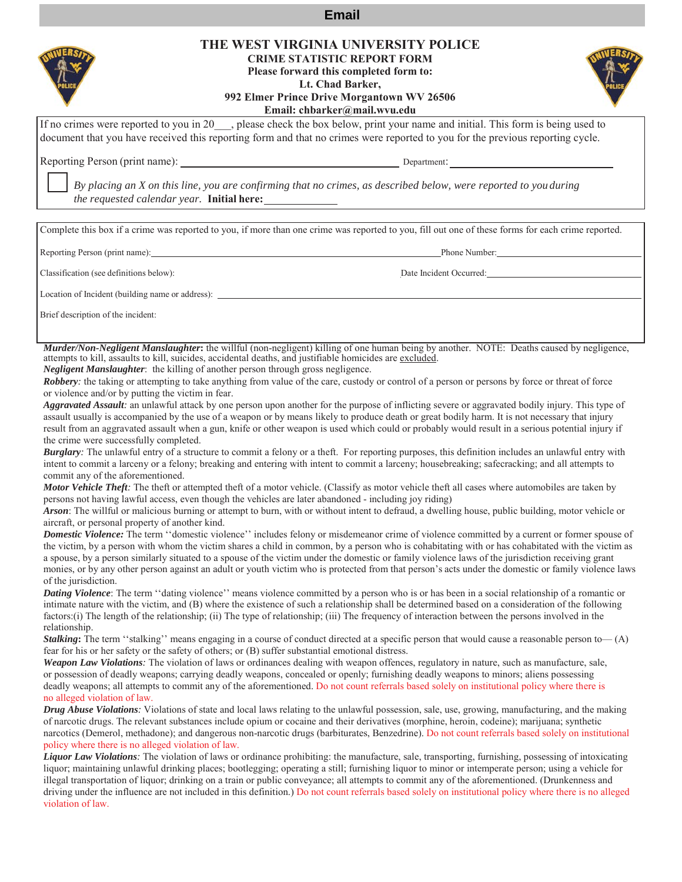# Email

## THE WEST VIRGINIA UNIVERSITY POLICE

**CRIME STATISTIC REPORT FORM**
**Please forward this completed form to:**
**Lt. Chad Barker,**
**992 Elmer Prince Drive Morgantown WV 26506**
**Email: chbarker@mail.wvu.edu**

If no crimes were reported to you in 20___, please check the box below, print your name and initial. This form is being used to document that you have received this reporting form and that no crimes were reported to you for the previous reporting cycle.

Reporting Person (print name): ________________________________ Department: ______________________

☐ *By placing an X on this line, you are confirming that no crimes, as described below, were reported to you during the requested calendar year.* **Initial here:**____________

Complete this box if a crime was reported to you, if more than one crime was reported to you, fill out one of these forms for each crime reported.

Reporting Person (print name):__________________________________________ Phone Number:____________________

Classification (see definitions below): Date Incident Occurred:____________________

Location of Incident (building name or address): ____________________________________________

Brief description of the incident:

***Murder/Non-Negligent Manslaughter*:** the willful (non-negligent) killing of one human being by another. NOTE: Deaths caused by negligence, attempts to kill, assaults to kill, suicides, accidental deaths, and justifiable homicides are excluded.

***Negligent Manslaughter***: the killing of another person through gross negligence.

***Robbery**:* the taking or attempting to take anything from value of the care, custody or control of a person or persons by force or threat of force or violence and/or by putting the victim in fear.

***Aggravated Assault**:* an unlawful attack by one person upon another for the purpose of inflicting severe or aggravated bodily injury. This type of assault usually is accompanied by the use of a weapon or by means likely to produce death or great bodily harm. It is not necessary that injury result from an aggravated assault when a gun, knife or other weapon is used which could or probably would result in a serious potential injury if the crime were successfully completed.

***Burglary**:* The unlawful entry of a structure to commit a felony or a theft. For reporting purposes, this definition includes an unlawful entry with intent to commit a larceny or a felony; breaking and entering with intent to commit a larceny; housebreaking; safecracking; and all attempts to commit any of the aforementioned.

***Motor Vehicle Theft**:* The theft or attempted theft of a motor vehicle. (Classify as motor vehicle theft all cases where automobiles are taken by persons not having lawful access, even though the vehicles are later abandoned - including joy riding)

***Arson***: The willful or malicious burning or attempt to burn, with or without intent to defraud, a dwelling house, public building, motor vehicle or aircraft, or personal property of another kind.

***Domestic Violence:*** The term ''domestic violence'' includes felony or misdemeanor crime of violence committed by a current or former spouse of the victim, by a person with whom the victim shares a child in common, by a person who is cohabitating with or has cohabitated with the victim as a spouse, by a person similarly situated to a spouse of the victim under the domestic or family violence laws of the jurisdiction receiving grant monies, or by any other person against an adult or youth victim who is protected from that person's acts under the domestic or family violence laws of the jurisdiction.

***Dating Violence***: The term ''dating violence'' means violence committed by a person who is or has been in a social relationship of a romantic or intimate nature with the victim, and (B) where the existence of such a relationship shall be determined based on a consideration of the following factors:(i) The length of the relationship; (ii) The type of relationship; (iii) The frequency of interaction between the persons involved in the relationship.

***Stalking*:** The term ''stalking'' means engaging in a course of conduct directed at a specific person that would cause a reasonable person to— (A) fear for his or her safety or the safety of others; or (B) suffer substantial emotional distress.

***Weapon Law Violations**:* The violation of laws or ordinances dealing with weapon offences, regulatory in nature, such as manufacture, sale, or possession of deadly weapons; carrying deadly weapons, concealed or openly; furnishing deadly weapons to minors; aliens possessing deadly weapons; all attempts to commit any of the aforementioned. Do not count referrals based solely on institutional policy where there is no alleged violation of law.

***Drug Abuse Violations**:* Violations of state and local laws relating to the unlawful possession, sale, use, growing, manufacturing, and the making of narcotic drugs. The relevant substances include opium or cocaine and their derivatives (morphine, heroin, codeine); marijuana; synthetic narcotics (Demerol, methadone); and dangerous non-narcotic drugs (barbiturates, Benzedrine). Do not count referrals based solely on institutional policy where there is no alleged violation of law.

***Liquor Law Violations**:* The violation of laws or ordinance prohibiting: the manufacture, sale, transporting, furnishing, possessing of intoxicating liquor; maintaining unlawful drinking places; bootlegging; operating a still; furnishing liquor to minor or intemperate person; using a vehicle for illegal transportation of liquor; drinking on a train or public conveyance; all attempts to commit any of the aforementioned. (Drunkenness and driving under the influence are not included in this definition.) Do not count referrals based solely on institutional policy where there is no alleged violation of law.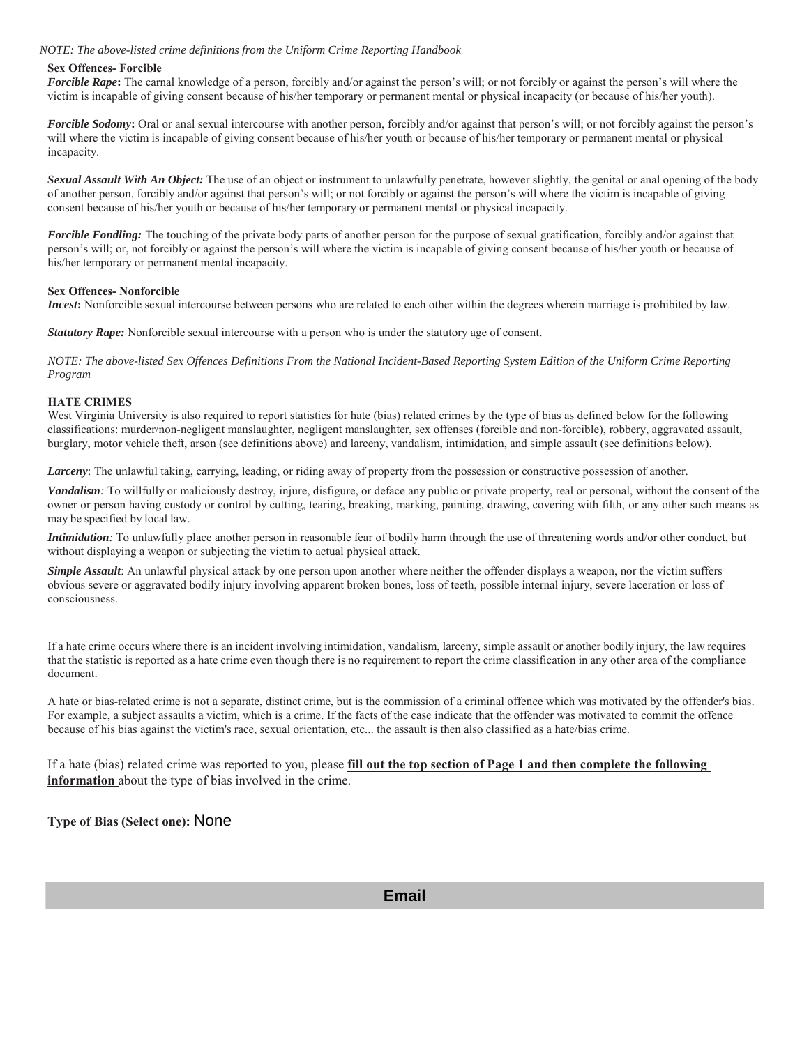*NOTE: The above-listed crime definitions from the Uniform Crime Reporting Handbook*

**Sex Offences- Forcible**

***Forcible Rape*:** The carnal knowledge of a person, forcibly and/or against the person's will; or not forcibly or against the person's will where the victim is incapable of giving consent because of his/her temporary or permanent mental or physical incapacity (or because of his/her youth).

***Forcible Sodomy*:** Oral or anal sexual intercourse with another person, forcibly and/or against that person's will; or not forcibly against the person's will where the victim is incapable of giving consent because of his/her youth or because of his/her temporary or permanent mental or physical incapacity.

***Sexual Assault With An Object:*** The use of an object or instrument to unlawfully penetrate, however slightly, the genital or anal opening of the body of another person, forcibly and/or against that person's will; or not forcibly or against the person's will where the victim is incapable of giving consent because of his/her youth or because of his/her temporary or permanent mental or physical incapacity.

***Forcible Fondling:*** The touching of the private body parts of another person for the purpose of sexual gratification, forcibly and/or against that person's will; or, not forcibly or against the person's will where the victim is incapable of giving consent because of his/her youth or because of his/her temporary or permanent mental incapacity.

**Sex Offences- Nonforcible**

***Incest*:** Nonforcible sexual intercourse between persons who are related to each other within the degrees wherein marriage is prohibited by law.

***Statutory Rape:*** Nonforcible sexual intercourse with a person who is under the statutory age of consent.

*NOTE: The above-listed Sex Offences Definitions From the National Incident-Based Reporting System Edition of the Uniform Crime Reporting Program*

**HATE CRIMES**

West Virginia University is also required to report statistics for hate (bias) related crimes by the type of bias as defined below for the following classifications: murder/non-negligent manslaughter, negligent manslaughter, sex offenses (forcible and non-forcible), robbery, aggravated assault, burglary, motor vehicle theft, arson (see definitions above) and larceny, vandalism, intimidation, and simple assault (see definitions below).

***Larceny***: The unlawful taking, carrying, leading, or riding away of property from the possession or constructive possession of another.

***Vandalism:*** To willfully or maliciously destroy, injure, disfigure, or deface any public or private property, real or personal, without the consent of the owner or person having custody or control by cutting, tearing, breaking, marking, painting, drawing, covering with filth, or any other such means as may be specified by local law.

***Intimidation:*** To unlawfully place another person in reasonable fear of bodily harm through the use of threatening words and/or other conduct, but without displaying a weapon or subjecting the victim to actual physical attack.

***Simple Assault***: An unlawful physical attack by one person upon another where neither the offender displays a weapon, nor the victim suffers obvious severe or aggravated bodily injury involving apparent broken bones, loss of teeth, possible internal injury, severe laceration or loss of consciousness.

---

If a hate crime occurs where there is an incident involving intimidation, vandalism, larceny, simple assault or another bodily injury, the law requires that the statistic is reported as a hate crime even though there is no requirement to report the crime classification in any other area of the compliance document.

A hate or bias-related crime is not a separate, distinct crime, but is the commission of a criminal offence which was motivated by the offender's bias. For example, a subject assaults a victim, which is a crime. If the facts of the case indicate that the offender was motivated to commit the offence because of his bias against the victim's race, sexual orientation, etc... the assault is then also classified as a hate/bias crime.

If a hate (bias) related crime was reported to you, please **fill out the top section of Page 1 and then complete the following information** about the type of bias involved in the crime.

**Type of Bias (Select one):** None

**Email**